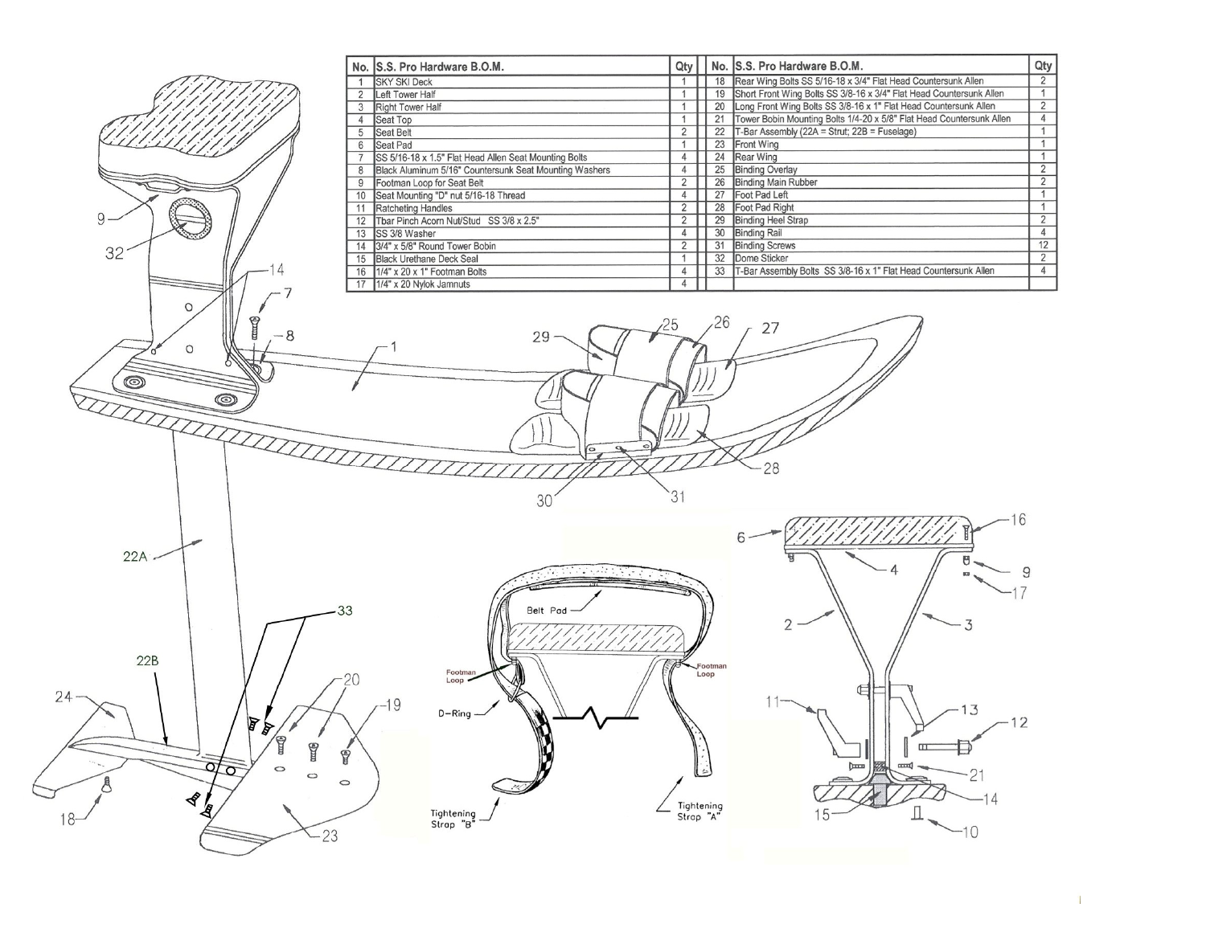| No. | S.S. Pro Hardware B.O.M. | Qty | | No. | S.S. Pro Hardware B.O.M. | Qty |
|---|---|---|---|---|---|---|
| 1 | SKY SKI Deck | 1 | | 18 | Rear Wing Bolts SS 5/16-18 x 3/4" Flat Head Countersunk Allen | 2 |
| 2 | Left Tower Half | 1 | | 19 | Short Front Wing Bolts SS 3/8-16 x 3/4" Flat Head Countersunk Allen | 1 |
| 3 | Right Tower Half | 1 | | 20 | Long Front Wing Bolts SS 3/8-16 x 1" Flat Head Countersunk Allen | 2 |
| 4 | Seat Top | 1 | | 21 | Tower Bobin Mounting Bolts 1/4-20 x 5/8" Flat Head Countersunk Allen | 4 |
| 5 | Seat Belt | 2 | | 22 | T-Bar Assembly (22A = Strut; 22B = Fuselage) | 1 |
| 6 | Seat Pad | 1 | | 23 | Front Wing | 1 |
| 7 | SS 5/16-18 x 1.5" Flat Head Allen Seat Mounting Bolts | 4 | | 24 | Rear Wing | 1 |
| 8 | Black Aluminum 5/16" Countersunk Seat Mounting Washers | 4 | | 25 | Binding Overlay | 2 |
| 9 | Footman Loop for Seat Belt | 2 | | 26 | Binding Main Rubber | 2 |
| 10 | Seat Mounting "D" nut 5/16-18 Thread | 4 | | 27 | Foot Pad Left | 1 |
| 11 | Ratcheting Handles | 2 | | 28 | Foot Pad Right | 1 |
| 12 | Tbar Pinch Acorn Nut/Stud SS 3/8 x 2.5" | 2 | | 29 | Binding Heel Strap | 2 |
| 13 | SS 3/8 Washer | 4 | | 30 | Binding Rail | 4 |
| 14 | 3/4" x 5/8" Round Tower Bobin | 2 | | 31 | Binding Screws | 12 |
| 15 | Black Urethane Deck Seal | 1 | | 32 | Dome Sticker | 2 |
| 16 | 1/4" x 20 x 1" Footman Bolts | 4 | | 33 | T-Bar Assembly Bolts SS 3/8-16 x 1" Flat Head Countersunk Allen | 4 |
| 17 | 1/4" x 20 Nylok Jamnuts | 4 | | | | |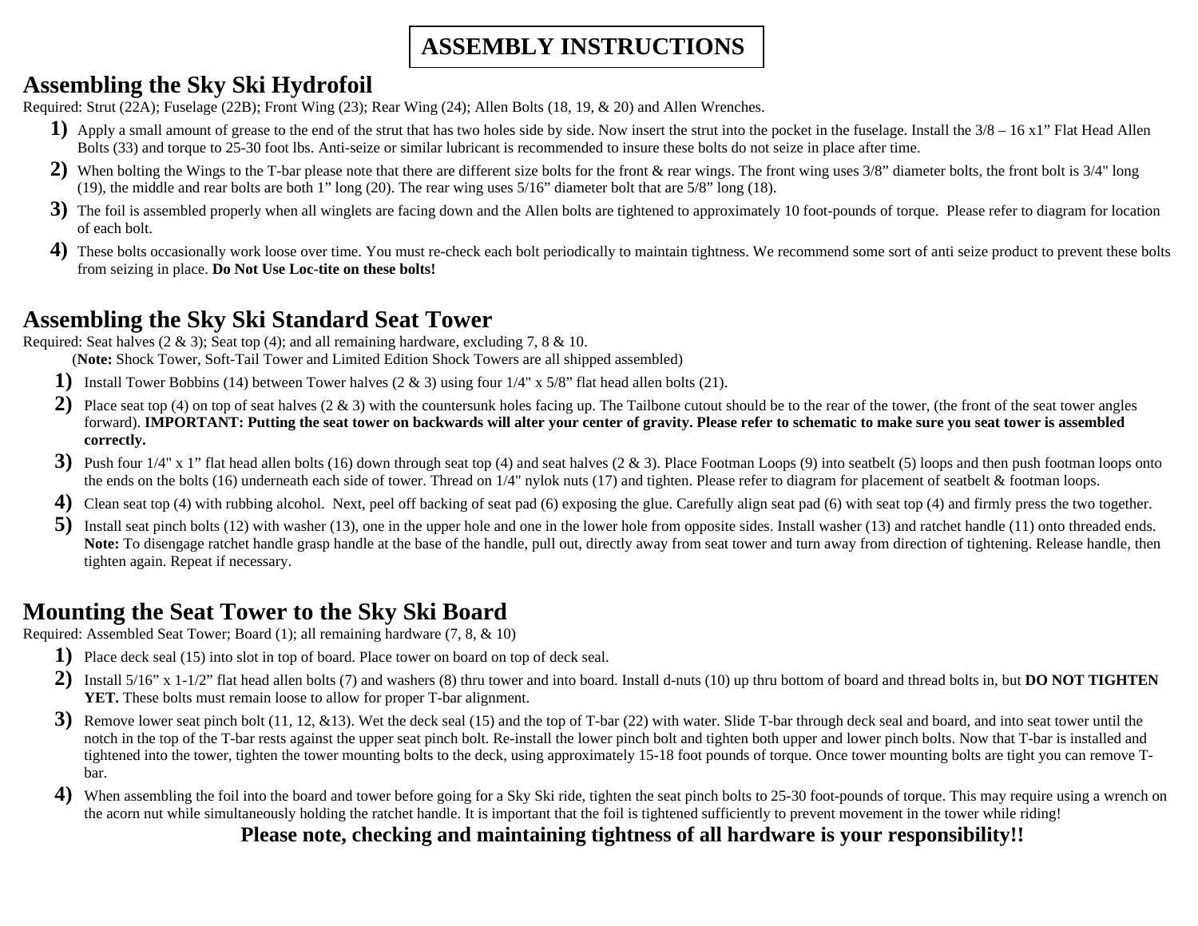# ASSEMBLY INSTRUCTIONS

## Assembling the Sky Ski Hydrofoil

Required: Strut (22A); Fuselage (22B); Front Wing (23); Rear Wing (24); Allen Bolts (18, 19, & 20) and Allen Wrenches.

1) Apply a small amount of grease to the end of the strut that has two holes side by side. Now insert the strut into the pocket in the fuselage. Install the 3/8 – 16 x1" Flat Head Allen Bolts (33) and torque to 25-30 foot lbs. Anti-seize or similar lubricant is recommended to insure these bolts do not seize in place after time.
2) When bolting the Wings to the T-bar please note that there are different size bolts for the front & rear wings. The front wing uses 3/8" diameter bolts, the front bolt is 3/4" long (19), the middle and rear bolts are both 1" long (20). The rear wing uses 5/16" diameter bolt that are 5/8" long (18).
3) The foil is assembled properly when all winglets are facing down and the Allen bolts are tightened to approximately 10 foot-pounds of torque. Please refer to diagram for location of each bolt.
4) These bolts occasionally work loose over time. You must re-check each bolt periodically to maintain tightness. We recommend some sort of anti seize product to prevent these bolts from seizing in place. **Do Not Use Loc-tite on these bolts!**

## Assembling the Sky Ski Standard Seat Tower

Required: Seat halves (2 & 3); Seat top (4); and all remaining hardware, excluding 7, 8 & 10.

(**Note:** Shock Tower, Soft-Tail Tower and Limited Edition Shock Towers are all shipped assembled)

1) Install Tower Bobbins (14) between Tower halves (2 & 3) using four 1/4" x 5/8" flat head allen bolts (21).
2) Place seat top (4) on top of seat halves (2 & 3) with the countersunk holes facing up. The Tailbone cutout should be to the rear of the tower, (the front of the seat tower angles forward). **IMPORTANT: Putting the seat tower on backwards will alter your center of gravity. Please refer to schematic to make sure you seat tower is assembled correctly.**
3) Push four 1/4" x 1" flat head allen bolts (16) down through seat top (4) and seat halves (2 & 3). Place Footman Loops (9) into seatbelt (5) loops and then push footman loops onto the ends on the bolts (16) underneath each side of tower. Thread on 1/4" nylok nuts (17) and tighten. Please refer to diagram for placement of seatbelt & footman loops.
4) Clean seat top (4) with rubbing alcohol. Next, peel off backing of seat pad (6) exposing the glue. Carefully align seat pad (6) with seat top (4) and firmly press the two together.
5) Install seat pinch bolts (12) with washer (13), one in the upper hole and one in the lower hole from opposite sides. Install washer (13) and ratchet handle (11) onto threaded ends. **Note:** To disengage ratchet handle grasp handle at the base of the handle, pull out, directly away from seat tower and turn away from direction of tightening. Release handle, then tighten again. Repeat if necessary.

## Mounting the Seat Tower to the Sky Ski Board

Required: Assembled Seat Tower; Board (1); all remaining hardware (7, 8, & 10)

1) Place deck seal (15) into slot in top of board. Place tower on board on top of deck seal.
2) Install 5/16" x 1-1/2" flat head allen bolts (7) and washers (8) thru tower and into board. Install d-nuts (10) up thru bottom of board and thread bolts in, but **DO NOT TIGHTEN YET.** These bolts must remain loose to allow for proper T-bar alignment.
3) Remove lower seat pinch bolt (11, 12, &13). Wet the deck seal (15) and the top of T-bar (22) with water. Slide T-bar through deck seal and board, and into seat tower until the notch in the top of the T-bar rests against the upper seat pinch bolt. Re-install the lower pinch bolt and tighten both upper and lower pinch bolts. Now that T-bar is installed and tightened into the tower, tighten the tower mounting bolts to the deck, using approximately 15-18 foot pounds of torque. Once tower mounting bolts are tight you can remove T-bar.
4) When assembling the foil into the board and tower before going for a Sky Ski ride, tighten the seat pinch bolts to 25-30 foot-pounds of torque. This may require using a wrench on the acorn nut while simultaneously holding the ratchet handle. It is important that the foil is tightened sufficiently to prevent movement in the tower while riding!

**Please note, checking and maintaining tightness of all hardware is your responsibility!!**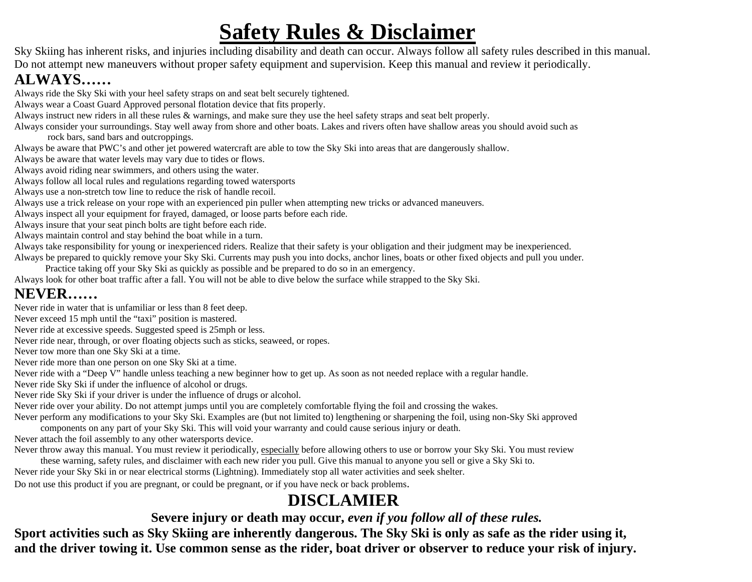# Safety Rules & Disclaimer

Sky Skiing has inherent risks, and injuries including disability and death can occur. Always follow all safety rules described in this manual. Do not attempt new maneuvers without proper safety equipment and supervision. Keep this manual and review it periodically.

## ALWAYS……

Always ride the Sky Ski with your heel safety straps on and seat belt securely tightened.
Always wear a Coast Guard Approved personal flotation device that fits properly.
Always instruct new riders in all these rules & warnings, and make sure they use the heel safety straps and seat belt properly.
Always consider your surroundings. Stay well away from shore and other boats. Lakes and rivers often have shallow areas you should avoid such as rock bars, sand bars and outcroppings.
Always be aware that PWC's and other jet powered watercraft are able to tow the Sky Ski into areas that are dangerously shallow.
Always be aware that water levels may vary due to tides or flows.
Always avoid riding near swimmers, and others using the water.
Always follow all local rules and regulations regarding towed watersports
Always use a non-stretch tow line to reduce the risk of handle recoil.
Always use a trick release on your rope with an experienced pin puller when attempting new tricks or advanced maneuvers.
Always inspect all your equipment for frayed, damaged, or loose parts before each ride.
Always insure that your seat pinch bolts are tight before each ride.
Always maintain control and stay behind the boat while in a turn.
Always take responsibility for young or inexperienced riders. Realize that their safety is your obligation and their judgment may be inexperienced.
Always be prepared to quickly remove your Sky Ski. Currents may push you into docks, anchor lines, boats or other fixed objects and pull you under. Practice taking off your Sky Ski as quickly as possible and be prepared to do so in an emergency.
Always look for other boat traffic after a fall. You will not be able to dive below the surface while strapped to the Sky Ski.

## NEVER……

Never ride in water that is unfamiliar or less than 8 feet deep.
Never exceed 15 mph until the "taxi" position is mastered.
Never ride at excessive speeds. Suggested speed is 25mph or less.
Never ride near, through, or over floating objects such as sticks, seaweed, or ropes.
Never tow more than one Sky Ski at a time.
Never ride more than one person on one Sky Ski at a time.
Never ride with a "Deep V" handle unless teaching a new beginner how to get up. As soon as not needed replace with a regular handle.
Never ride Sky Ski if under the influence of alcohol or drugs.
Never ride Sky Ski if your driver is under the influence of drugs or alcohol.
Never ride over your ability. Do not attempt jumps until you are completely comfortable flying the foil and crossing the wakes.
Never perform any modifications to your Sky Ski. Examples are (but not limited to) lengthening or sharpening the foil, using non-Sky Ski approved components on any part of your Sky Ski. This will void your warranty and could cause serious injury or death.
Never attach the foil assembly to any other watersports device.
Never throw away this manual. You must review it periodically, <u>especially</u> before allowing others to use or borrow your Sky Ski. You must review these warning, safety rules, and disclaimer with each new rider you pull. Give this manual to anyone you sell or give a Sky Ski to.
Never ride your Sky Ski in or near electrical storms (Lightning). Immediately stop all water activities and seek shelter.
Do not use this product if you are pregnant, or could be pregnant, or if you have neck or back problems.

## DISCLAMIER

**Severe injury or death may occur, *even if you follow all of these rules.***

**Sport activities such as Sky Skiing are inherently dangerous. The Sky Ski is only as safe as the rider using it, and the driver towing it. Use common sense as the rider, boat driver or observer to reduce your risk of injury.**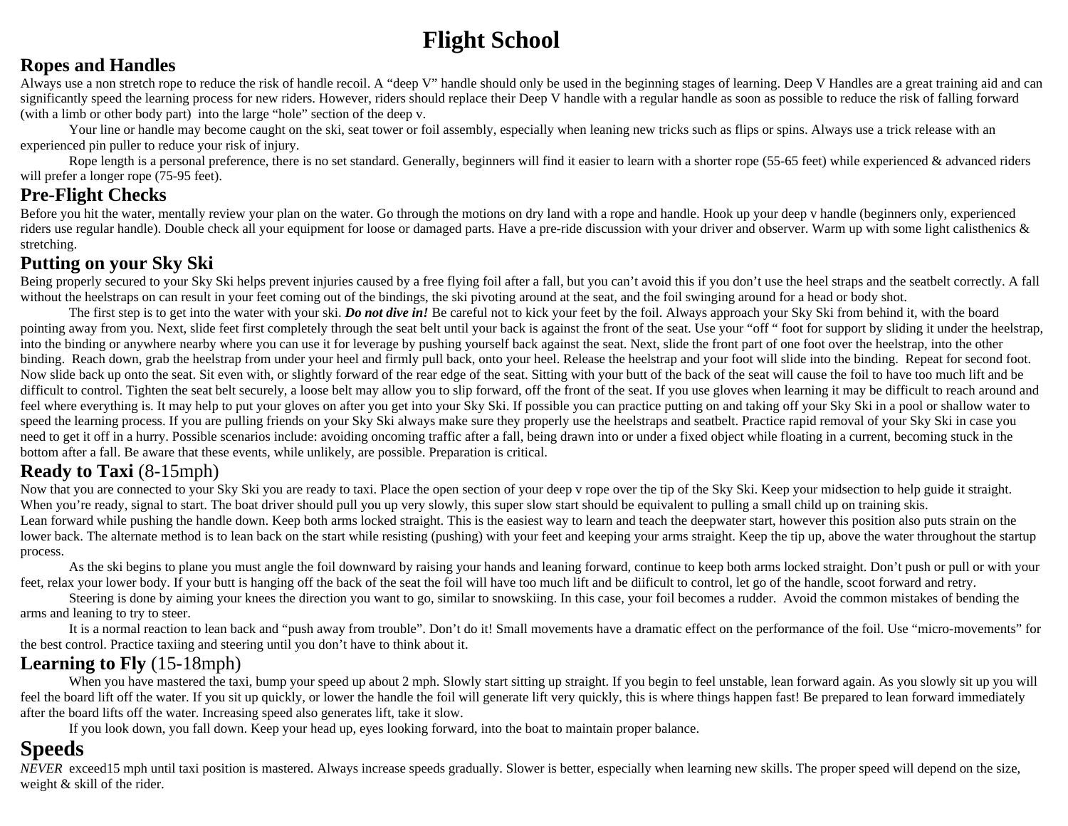# Flight School

## Ropes and Handles

Always use a non stretch rope to reduce the risk of handle recoil. A "deep V" handle should only be used in the beginning stages of learning. Deep V Handles are a great training aid and can significantly speed the learning process for new riders. However, riders should replace their Deep V handle with a regular handle as soon as possible to reduce the risk of falling forward (with a limb or other body part) into the large "hole" section of the deep v.

Your line or handle may become caught on the ski, seat tower or foil assembly, especially when leaning new tricks such as flips or spins. Always use a trick release with an experienced pin puller to reduce your risk of injury.

Rope length is a personal preference, there is no set standard. Generally, beginners will find it easier to learn with a shorter rope (55-65 feet) while experienced & advanced riders will prefer a longer rope (75-95 feet).

## Pre-Flight Checks

Before you hit the water, mentally review your plan on the water. Go through the motions on dry land with a rope and handle. Hook up your deep v handle (beginners only, experienced riders use regular handle). Double check all your equipment for loose or damaged parts. Have a pre-ride discussion with your driver and observer. Warm up with some light calisthenics & stretching.

## Putting on your Sky Ski

Being properly secured to your Sky Ski helps prevent injuries caused by a free flying foil after a fall, but you can't avoid this if you don't use the heel straps and the seatbelt correctly. A fall without the heelstraps on can result in your feet coming out of the bindings, the ski pivoting around at the seat, and the foil swinging around for a head or body shot.

The first step is to get into the water with your ski. ***Do not dive in!*** Be careful not to kick your feet by the foil. Always approach your Sky Ski from behind it, with the board pointing away from you. Next, slide feet first completely through the seat belt until your back is against the front of the seat. Use your "off " foot for support by sliding it under the heelstrap, into the binding or anywhere nearby where you can use it for leverage by pushing yourself back against the seat. Next, slide the front part of one foot over the heelstrap, into the other binding. Reach down, grab the heelstrap from under your heel and firmly pull back, onto your heel. Release the heelstrap and your foot will slide into the binding. Repeat for second foot. Now slide back up onto the seat. Sit even with, or slightly forward of the rear edge of the seat. Sitting with your butt of the back of the seat will cause the foil to have too much lift and be difficult to control. Tighten the seat belt securely, a loose belt may allow you to slip forward, off the front of the seat. If you use gloves when learning it may be difficult to reach around and feel where everything is. It may help to put your gloves on after you get into your Sky Ski. If possible you can practice putting on and taking off your Sky Ski in a pool or shallow water to speed the learning process. If you are pulling friends on your Sky Ski always make sure they properly use the heelstraps and seatbelt. Practice rapid removal of your Sky Ski in case you need to get it off in a hurry. Possible scenarios include: avoiding oncoming traffic after a fall, being drawn into or under a fixed object while floating in a current, becoming stuck in the bottom after a fall. Be aware that these events, while unlikely, are possible. Preparation is critical.

## Ready to Taxi (8-15mph)

Now that you are connected to your Sky Ski you are ready to taxi. Place the open section of your deep v rope over the tip of the Sky Ski. Keep your midsection to help guide it straight. When you're ready, signal to start. The boat driver should pull you up very slowly, this super slow start should be equivalent to pulling a small child up on training skis.
Lean forward while pushing the handle down. Keep both arms locked straight. This is the easiest way to learn and teach the deepwater start, however this position also puts strain on the lower back. The alternate method is to lean back on the start while resisting (pushing) with your feet and keeping your arms straight. Keep the tip up, above the water throughout the startup process.

As the ski begins to plane you must angle the foil downward by raising your hands and leaning forward, continue to keep both arms locked straight. Don't push or pull or with your feet, relax your lower body. If your butt is hanging off the back of the seat the foil will have too much lift and be diificult to control, let go of the handle, scoot forward and retry.

Steering is done by aiming your knees the direction you want to go, similar to snowskiing. In this case, your foil becomes a rudder. Avoid the common mistakes of bending the arms and leaning to try to steer.

It is a normal reaction to lean back and "push away from trouble". Don't do it! Small movements have a dramatic effect on the performance of the foil. Use "micro-movements" for the best control. Practice taxiing and steering until you don't have to think about it.

## Learning to Fly (15-18mph)

When you have mastered the taxi, bump your speed up about 2 mph. Slowly start sitting up straight. If you begin to feel unstable, lean forward again. As you slowly sit up you will feel the board lift off the water. If you sit up quickly, or lower the handle the foil will generate lift very quickly, this is where things happen fast! Be prepared to lean forward immediately after the board lifts off the water. Increasing speed also generates lift, take it slow.

If you look down, you fall down. Keep your head up, eyes looking forward, into the boat to maintain proper balance.

## Speeds

*NEVER* exceed15 mph until taxi position is mastered. Always increase speeds gradually. Slower is better, especially when learning new skills. The proper speed will depend on the size, weight & skill of the rider.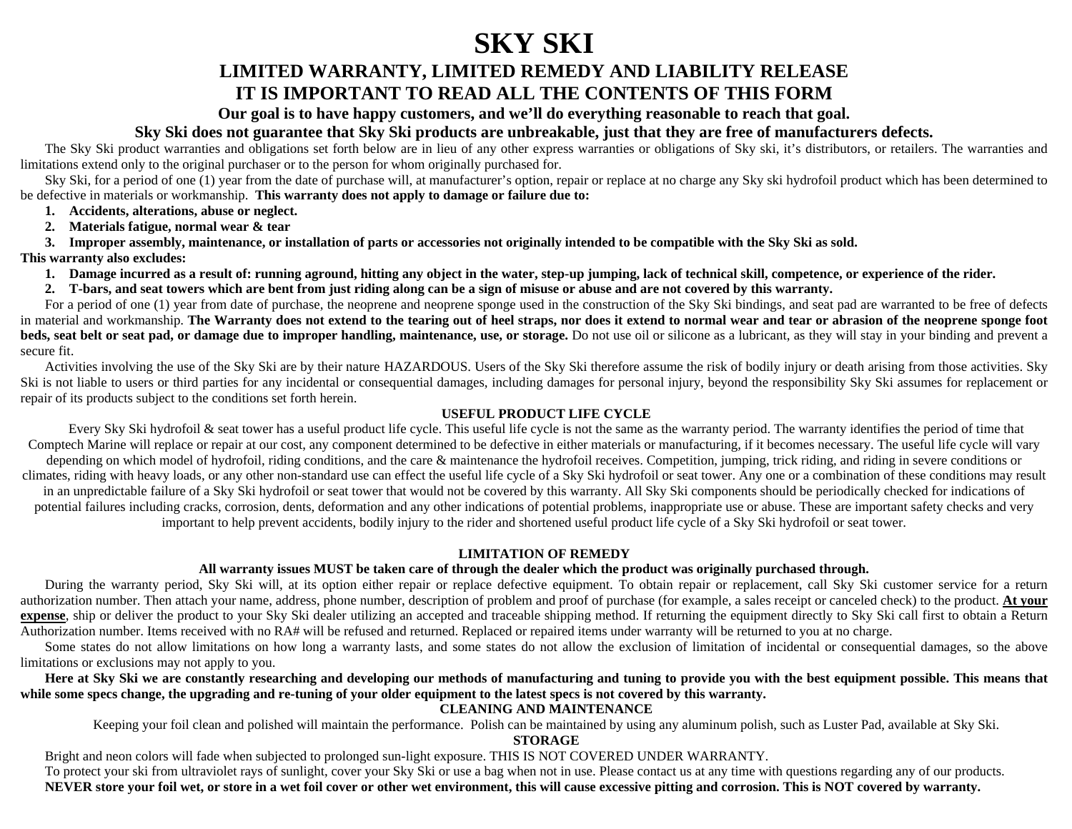# SKY SKI

## LIMITED WARRANTY, LIMITED REMEDY AND LIABILITY RELEASE

## IT IS IMPORTANT TO READ ALL THE CONTENTS OF THIS FORM

**Our goal is to have happy customers, and we'll do everything reasonable to reach that goal.**

**Sky Ski does not guarantee that Sky Ski products are unbreakable, just that they are free of manufacturers defects.**

The Sky Ski product warranties and obligations set forth below are in lieu of any other express warranties or obligations of Sky ski, it's distributors, or retailers. The warranties and limitations extend only to the original purchaser or to the person for whom originally purchased for.

Sky Ski, for a period of one (1) year from the date of purchase will, at manufacturer's option, repair or replace at no charge any Sky ski hydrofoil product which has been determined to be defective in materials or workmanship. **This warranty does not apply to damage or failure due to:**

1. **Accidents, alterations, abuse or neglect.**
2. **Materials fatigue, normal wear & tear**
3. **Improper assembly, maintenance, or installation of parts or accessories not originally intended to be compatible with the Sky Ski as sold.**

**This warranty also excludes:**

1. **Damage incurred as a result of: running aground, hitting any object in the water, step-up jumping, lack of technical skill, competence, or experience of the rider.**
2. **T-bars, and seat towers which are bent from just riding along can be a sign of misuse or abuse and are not covered by this warranty.**

For a period of one (1) year from date of purchase, the neoprene and neoprene sponge used in the construction of the Sky Ski bindings, and seat pad are warranted to be free of defects in material and workmanship. **The Warranty does not extend to the tearing out of heel straps, nor does it extend to normal wear and tear or abrasion of the neoprene sponge foot beds, seat belt or seat pad, or damage due to improper handling, maintenance, use, or storage.** Do not use oil or silicone as a lubricant, as they will stay in your binding and prevent a secure fit.

Activities involving the use of the Sky Ski are by their nature HAZARDOUS. Users of the Sky Ski therefore assume the risk of bodily injury or death arising from those activities. Sky Ski is not liable to users or third parties for any incidental or consequential damages, including damages for personal injury, beyond the responsibility Sky Ski assumes for replacement or repair of its products subject to the conditions set forth herein.

### USEFUL PRODUCT LIFE CYCLE

Every Sky Ski hydrofoil & seat tower has a useful product life cycle. This useful life cycle is not the same as the warranty period. The warranty identifies the period of time that Comptech Marine will replace or repair at our cost, any component determined to be defective in either materials or manufacturing, if it becomes necessary. The useful life cycle will vary depending on which model of hydrofoil, riding conditions, and the care & maintenance the hydrofoil receives. Competition, jumping, trick riding, and riding in severe conditions or climates, riding with heavy loads, or any other non-standard use can effect the useful life cycle of a Sky Ski hydrofoil or seat tower. Any one or a combination of these conditions may result in an unpredictable failure of a Sky Ski hydrofoil or seat tower that would not be covered by this warranty. All Sky Ski components should be periodically checked for indications of potential failures including cracks, corrosion, dents, deformation and any other indications of potential problems, inappropriate use or abuse. These are important safety checks and very important to help prevent accidents, bodily injury to the rider and shortened useful product life cycle of a Sky Ski hydrofoil or seat tower.

### LIMITATION OF REMEDY

**All warranty issues MUST be taken care of through the dealer which the product was originally purchased through.**

During the warranty period, Sky Ski will, at its option either repair or replace defective equipment. To obtain repair or replacement, call Sky Ski customer service for a return authorization number. Then attach your name, address, phone number, description of problem and proof of purchase (for example, a sales receipt or canceled check) to the product. **At your expense**, ship or deliver the product to your Sky Ski dealer utilizing an accepted and traceable shipping method. If returning the equipment directly to Sky Ski call first to obtain a Return Authorization number. Items received with no RA# will be refused and returned. Replaced or repaired items under warranty will be returned to you at no charge.

Some states do not allow limitations on how long a warranty lasts, and some states do not allow the exclusion of limitation of incidental or consequential damages, so the above limitations or exclusions may not apply to you.

**Here at Sky Ski we are constantly researching and developing our methods of manufacturing and tuning to provide you with the best equipment possible. This means that while some specs change, the upgrading and re-tuning of your older equipment to the latest specs is not covered by this warranty.**

### CLEANING AND MAINTENANCE

Keeping your foil clean and polished will maintain the performance. Polish can be maintained by using any aluminum polish, such as Luster Pad, available at Sky Ski.

### STORAGE

Bright and neon colors will fade when subjected to prolonged sun-light exposure. THIS IS NOT COVERED UNDER WARRANTY.

To protect your ski from ultraviolet rays of sunlight, cover your Sky Ski or use a bag when not in use. Please contact us at any time with questions regarding any of our products.

**NEVER store your foil wet, or store in a wet foil cover or other wet environment, this will cause excessive pitting and corrosion. This is NOT covered by warranty.**